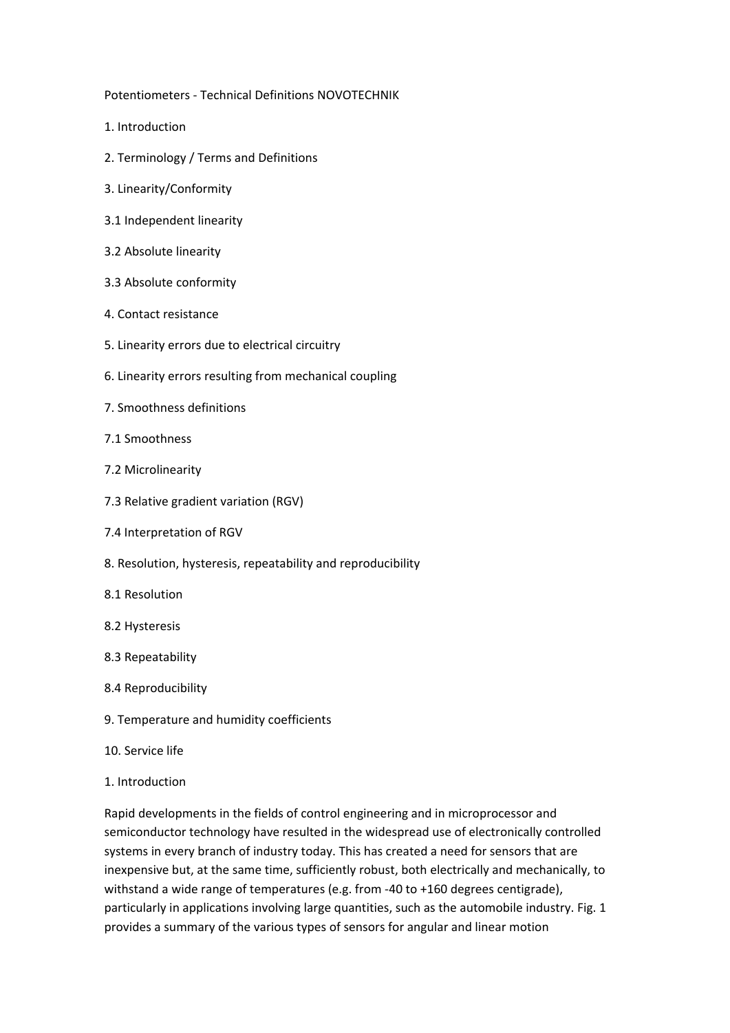# Potentiometers - Technical Definitions NOVOTECHNIK

1. Introduction

2. Terminology / Terms and Definitions

3. Linearity/Conformity

3.1 Independent linearity

3.2 Absolute linearity

3.3 Absolute conformity

4. Contact resistance

5. Linearity errors due to electrical circuitry

6. Linearity errors resulting from mechanical coupling

7. Smoothness definitions

7.1 Smoothness

7.2 Microlinearity

7.3 Relative gradient variation (RGV)

7.4 Interpretation of RGV

8. Resolution, hysteresis, repeatability and reproducibility

8.1 Resolution

8.2 Hysteresis

8.3 Repeatability

8.4 Reproducibility

9. Temperature and humidity coefficients

10. Service life

## 1. Introduction

Rapid developments in the fields of control engineering and in microprocessor and semiconductor technology have resulted in the widespread use of electronically controlled systems in every branch of industry today. This has created a need for sensors that are inexpensive but, at the same time, sufficiently robust, both electrically and mechanically, to withstand a wide range of temperatures (e.g. from -40 to +160 degrees centigrade), particularly in applications involving large quantities, such as the automobile industry. Fig. 1 provides a summary of the various types of sensors for angular and linear motion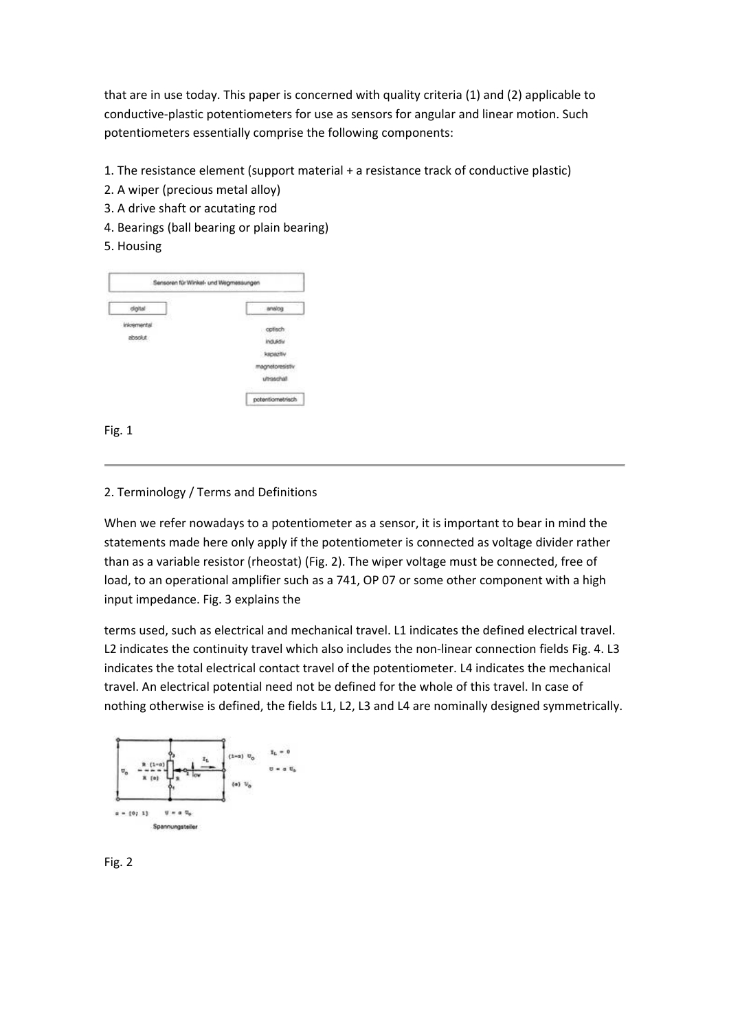that are in use today. This paper is concerned with quality criteria (1) and (2) applicable to conductive-plastic potentiometers for use as sensors for angular and linear motion. Such potentiometers essentially comprise the following components:

1. The resistance element (support material + a resistance track of conductive plastic)
2. A wiper (precious metal alloy)
3. A drive shaft or acutating rod
4. Bearings (ball bearing or plain bearing)
5. Housing

Fig. 1

---

2. Terminology / Terms and Definitions

When we refer nowadays to a potentiometer as a sensor, it is important to bear in mind the statements made here only apply if the potentiometer is connected as voltage divider rather than as a variable resistor (rheostat) (Fig. 2). The wiper voltage must be connected, free of load, to an operational amplifier such as a 741, OP 07 or some other component with a high input impedance. Fig. 3 explains the

terms used, such as electrical and mechanical travel. L1 indicates the defined electrical travel. L2 indicates the continuity travel which also includes the non-linear connection fields Fig. 4. L3 indicates the total electrical contact travel of the potentiometer. L4 indicates the mechanical travel. An electrical potential need not be defined for the whole of this travel. In case of nothing otherwise is defined, the fields L1, L2, L3 and L4 are nominally designed symmetrically.

Fig. 2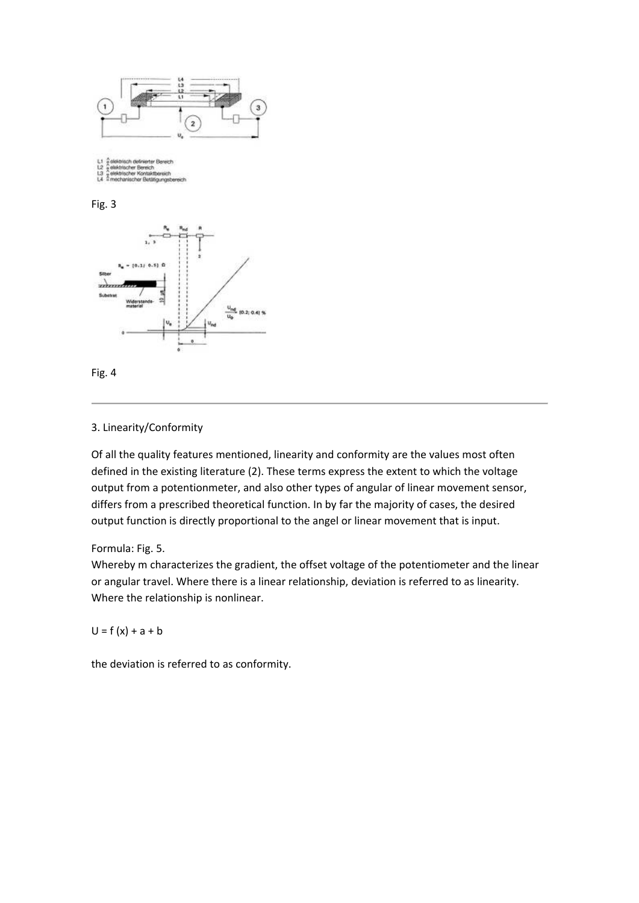L1 ≙ elektrisch definierter Bereich
L2 ≙ elektrischer Bereich
L3 ≙ elektrischer Kontaktbereich
L4 ≙ mechanischer Betätigungsbereich

Fig. 3

Fig. 4

---

3. Linearity/Conformity

Of all the quality features mentioned, linearity and conformity are the values most often defined in the existing literature (2). These terms express the extent to which the voltage output from a potentionmeter, and also other types of angular of linear movement sensor, differs from a prescribed theoretical function. In by far the majority of cases, the desired output function is directly proportional to the angel or linear movement that is input.

Formula: Fig. 5.
Whereby m characterizes the gradient, the offset voltage of the potentiometer and the linear or angular travel. Where there is a linear relationship, deviation is referred to as linearity. Where the relationship is nonlinear.

$U = f(x) + a + b$

the deviation is referred to as conformity.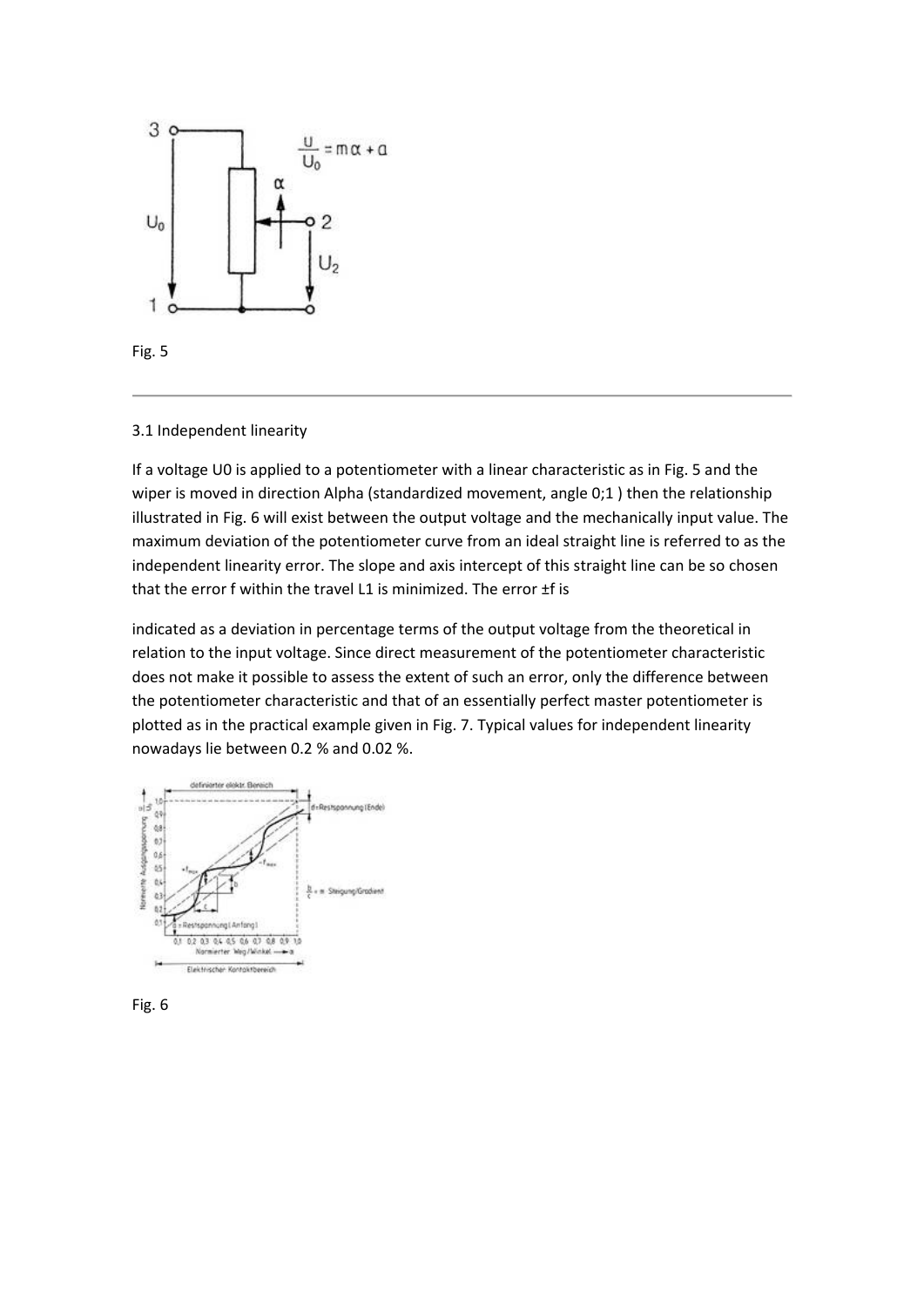Fig. 5

3.1 Independent linearity

If a voltage U0 is applied to a potentiometer with a linear characteristic as in Fig. 5 and the wiper is moved in direction Alpha (standardized movement, angle 0;1 ) then the relationship illustrated in Fig. 6 will exist between the output voltage and the mechanically input value. The maximum deviation of the potentiometer curve from an ideal straight line is referred to as the independent linearity error. The slope and axis intercept of this straight line can be so chosen that the error f within the travel L1 is minimized. The error ±f is

indicated as a deviation in percentage terms of the output voltage from the theoretical in relation to the input voltage. Since direct measurement of the potentiometer characteristic does not make it possible to assess the extent of such an error, only the difference between the potentiometer characteristic and that of an essentially perfect master potentiometer is plotted as in the practical example given in Fig. 7. Typical values for independent linearity nowadays lie between 0.2 % and 0.02 %.

Fig. 6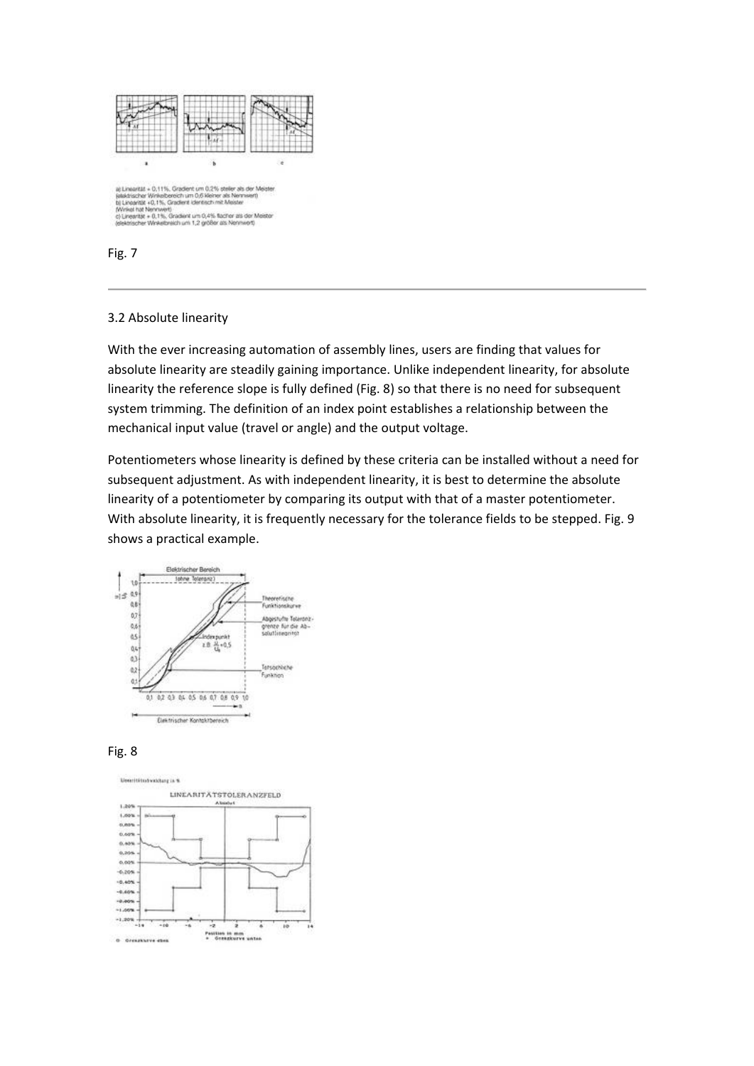a) Linearität + 0,11%, Gradient um 0,2% steiler als der Meister (elektrischer Winkelbereich um 0,6 kleiner als Nennwert)
b) Linearität +0,1%, Gradient identisch mit Meister (Winkel hat Nennwert)
c) Linearität + 0,1%, Gradient um 0,4% flacher als der Meister (elektrischer Winkelbereich um 1,2 größer als Nennwert)

Fig. 7

---

3.2 Absolute linearity

With the ever increasing automation of assembly lines, users are finding that values for absolute linearity are steadily gaining importance. Unlike independent linearity, for absolute linearity the reference slope is fully defined (Fig. 8) so that there is no need for subsequent system trimming. The definition of an index point establishes a relationship between the mechanical input value (travel or angle) and the output voltage.

Potentiometers whose linearity is defined by these criteria can be installed without a need for subsequent adjustment. As with independent linearity, it is best to determine the absolute linearity of a potentiometer by comparing its output with that of a master potentiometer. With absolute linearity, it is frequently necessary for the tolerance fields to be stepped. Fig. 9 shows a practical example.

Fig. 8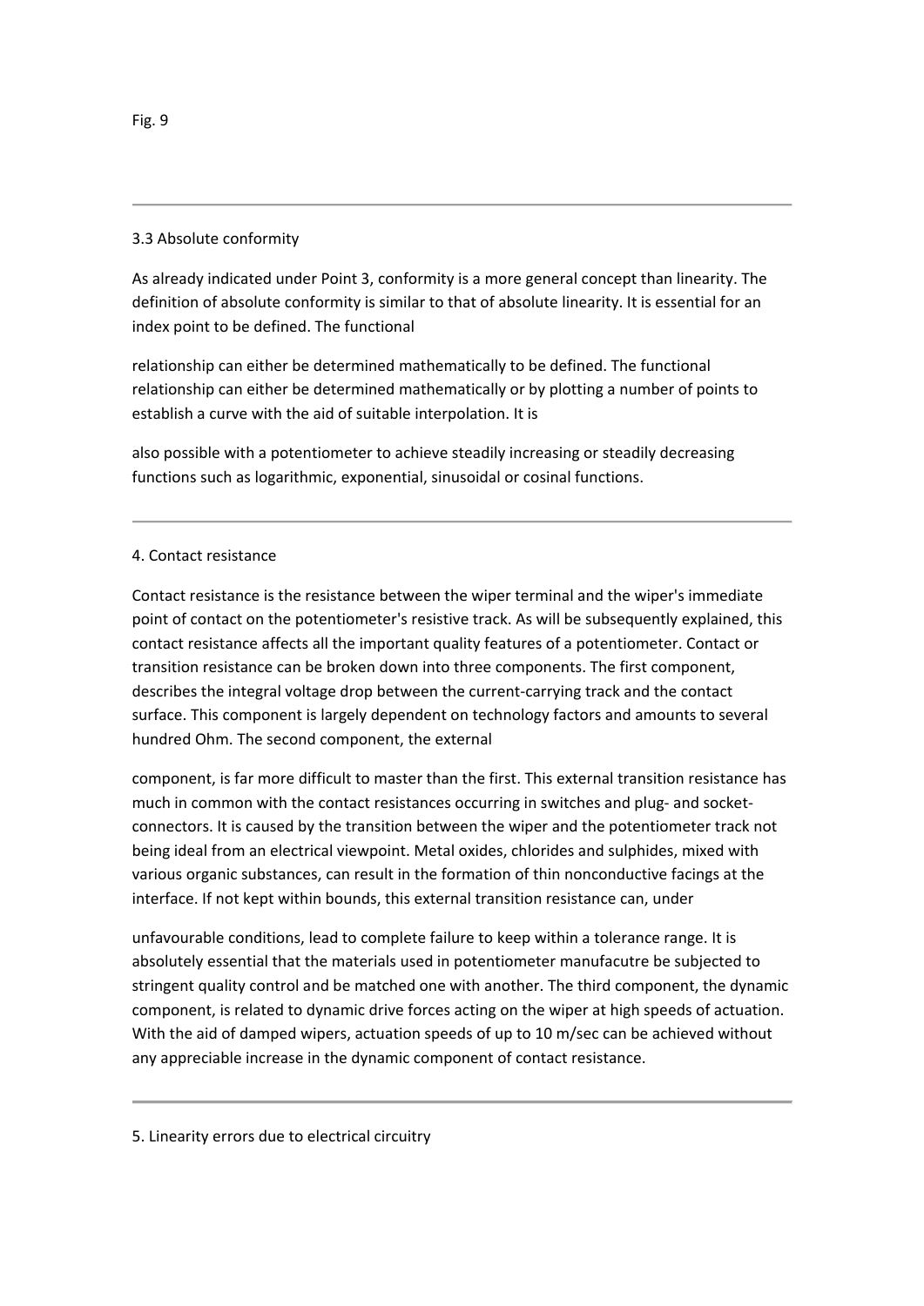Fig. 9

---

### 3.3 Absolute conformity

As already indicated under Point 3, conformity is a more general concept than linearity. The definition of absolute conformity is similar to that of absolute linearity. It is essential for an index point to be defined. The functional

relationship can either be determined mathematically to be defined. The functional relationship can either be determined mathematically or by plotting a number of points to establish a curve with the aid of suitable interpolation. It is

also possible with a potentiometer to achieve steadily increasing or steadily decreasing functions such as logarithmic, exponential, sinusoidal or cosinal functions.

---

## 4. Contact resistance

Contact resistance is the resistance between the wiper terminal and the wiper's immediate point of contact on the potentiometer's resistive track. As will be subsequently explained, this contact resistance affects all the important quality features of a potentiometer. Contact or transition resistance can be broken down into three components. The first component, describes the integral voltage drop between the current-carrying track and the contact surface. This component is largely dependent on technology factors and amounts to several hundred Ohm. The second component, the external

component, is far more difficult to master than the first. This external transition resistance has much in common with the contact resistances occurring in switches and plug- and socket-connectors. It is caused by the transition between the wiper and the potentiometer track not being ideal from an electrical viewpoint. Metal oxides, chlorides and sulphides, mixed with various organic substances, can result in the formation of thin nonconductive facings at the interface. If not kept within bounds, this external transition resistance can, under

unfavourable conditions, lead to complete failure to keep within a tolerance range. It is absolutely essential that the materials used in potentiometer manufacutre be subjected to stringent quality control and be matched one with another. The third component, the dynamic component, is related to dynamic drive forces acting on the wiper at high speeds of actuation. With the aid of damped wipers, actuation speeds of up to 10 m/sec can be achieved without any appreciable increase in the dynamic component of contact resistance.

---

## 5. Linearity errors due to electrical circuitry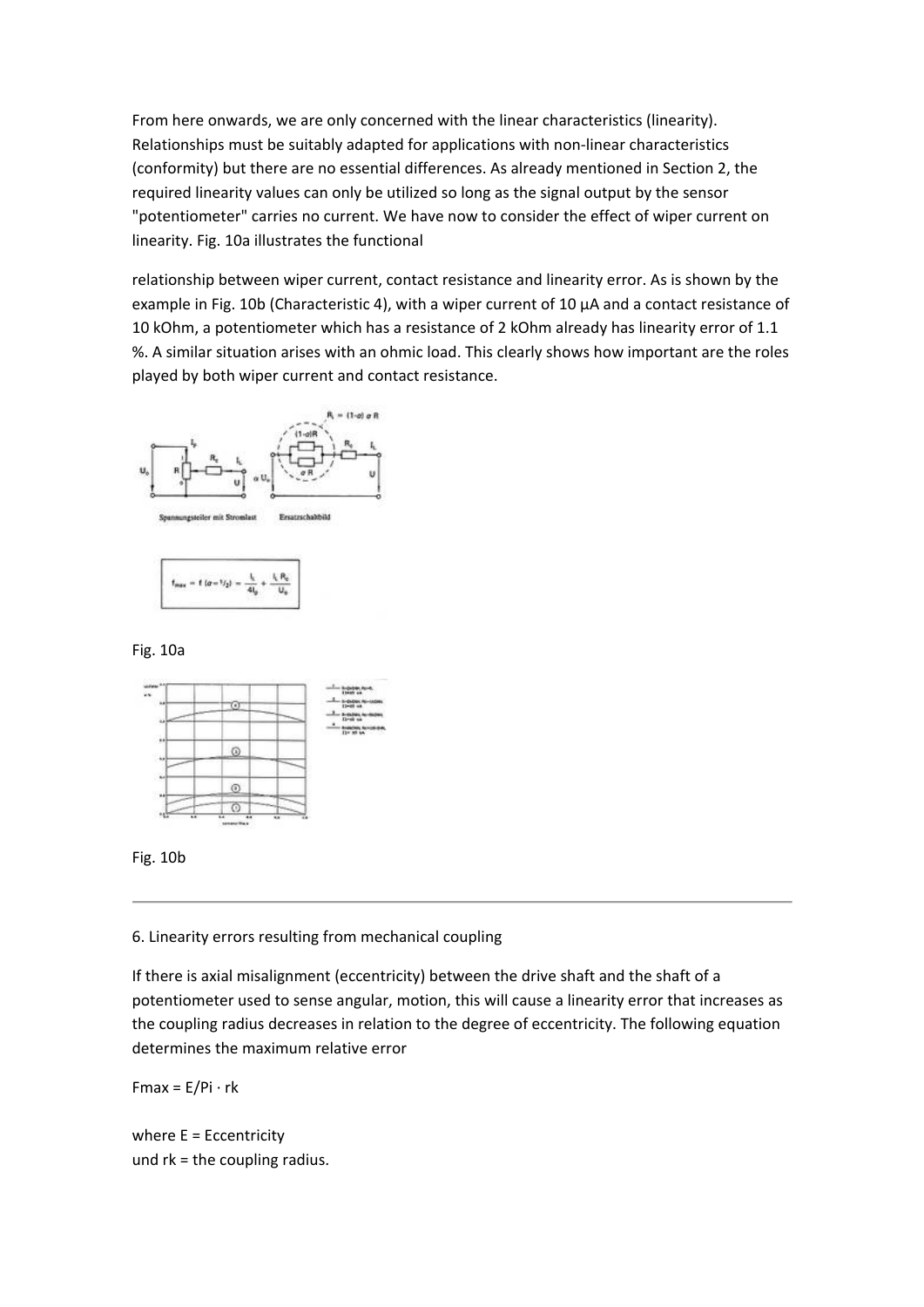From here onwards, we are only concerned with the linear characteristics (linearity). Relationships must be suitably adapted for applications with non-linear characteristics (conformity) but there are no essential differences. As already mentioned in Section 2, the required linearity values can only be utilized so long as the signal output by the sensor "potentiometer" carries no current. We have now to consider the effect of wiper current on linearity. Fig. 10a illustrates the functional

relationship between wiper current, contact resistance and linearity error. As is shown by the example in Fig. 10b (Characteristic 4), with a wiper current of 10 µA and a contact resistance of 10 kOhm, a potentiometer which has a resistance of 2 kOhm already has linearity error of 1.1 %. A similar situation arises with an ohmic load. This clearly shows how important are the roles played by both wiper current and contact resistance.

Spannungsteiler mit Stromlast　　Ersatzschaltbild

$$f_{max} = f(\alpha = 1/2) = \frac{I_L}{4 I_p} + \frac{I_L R_c}{U_o}$$

Fig. 10a

Fig. 10b

---

6. Linearity errors resulting from mechanical coupling

If there is axial misalignment (eccentricity) between the drive shaft and the shaft of a potentiometer used to sense angular, motion, this will cause a linearity error that increases as the coupling radius decreases in relation to the degree of eccentricity. The following equation determines the maximum relative error

$F_{max} = E/Pi \cdot r_k$

where E = Eccentricity
und $r_k$ = the coupling radius.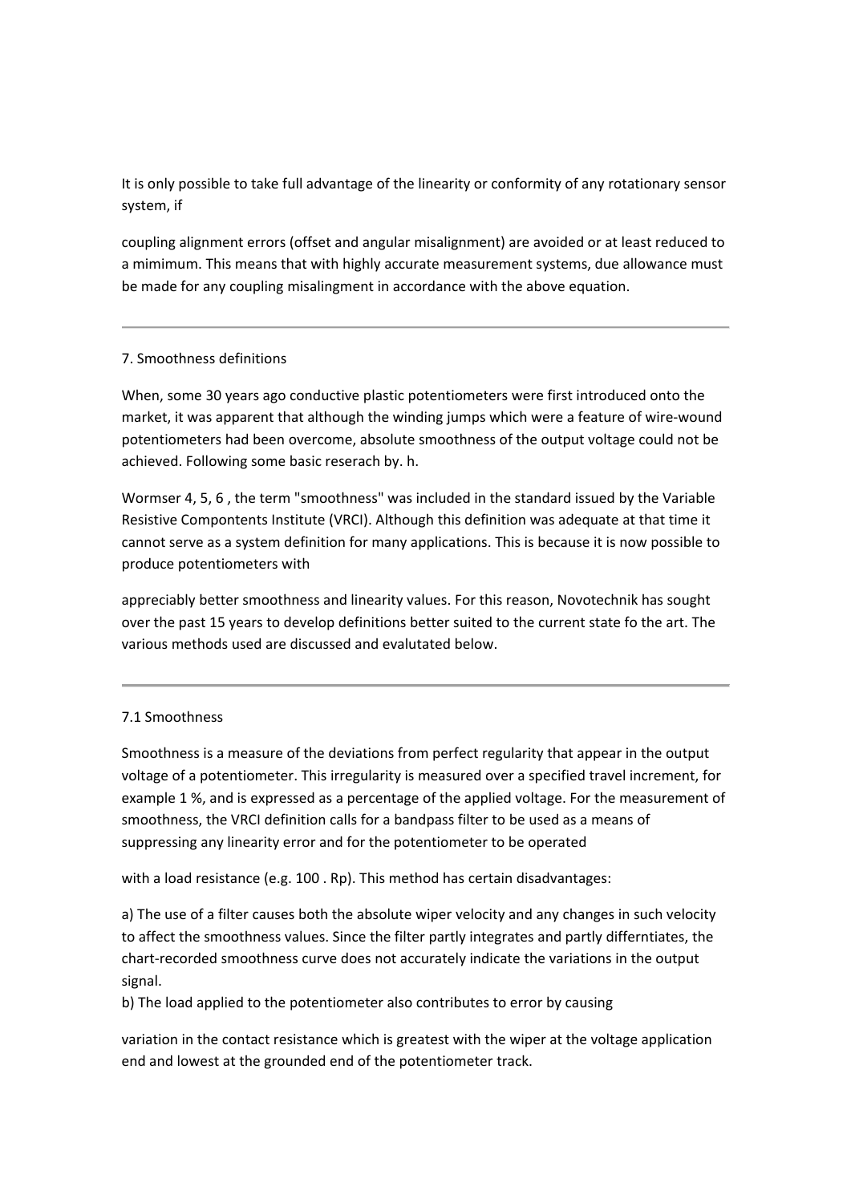It is only possible to take full advantage of the linearity or conformity of any rotationary sensor system, if

coupling alignment errors (offset and angular misalignment) are avoided or at least reduced to a mimimum. This means that with highly accurate measurement systems, due allowance must be made for any coupling misalingment in accordance with the above equation.

---

## 7. Smoothness definitions

When, some 30 years ago conductive plastic potentiometers were first introduced onto the market, it was apparent that although the winding jumps which were a feature of wire-wound potentiometers had been overcome, absolute smoothness of the output voltage could not be achieved. Following some basic reserach by. h.

Wormser 4, 5, 6 , the term "smoothness" was included in the standard issued by the Variable Resistive Compontents Institute (VRCI). Although this definition was adequate at that time it cannot serve as a system definition for many applications. This is because it is now possible to produce potentiometers with

appreciably better smoothness and linearity values. For this reason, Novotechnik has sought over the past 15 years to develop definitions better suited to the current state fo the art. The various methods used are discussed and evalutated below.

---

### 7.1 Smoothness

Smoothness is a measure of the deviations from perfect regularity that appear in the output voltage of a potentiometer. This irregularity is measured over a specified travel increment, for example 1 %, and is expressed as a percentage of the applied voltage. For the measurement of smoothness, the VRCI definition calls for a bandpass filter to be used as a means of suppressing any linearity error and for the potentiometer to be operated

with a load resistance (e.g. 100 . Rp). This method has certain disadvantages:

a) The use of a filter causes both the absolute wiper velocity and any changes in such velocity to affect the smoothness values. Since the filter partly integrates and partly differntiates, the chart-recorded smoothness curve does not accurately indicate the variations in the output signal.
b) The load applied to the potentiometer also contributes to error by causing

variation in the contact resistance which is greatest with the wiper at the voltage application end and lowest at the grounded end of the potentiometer track.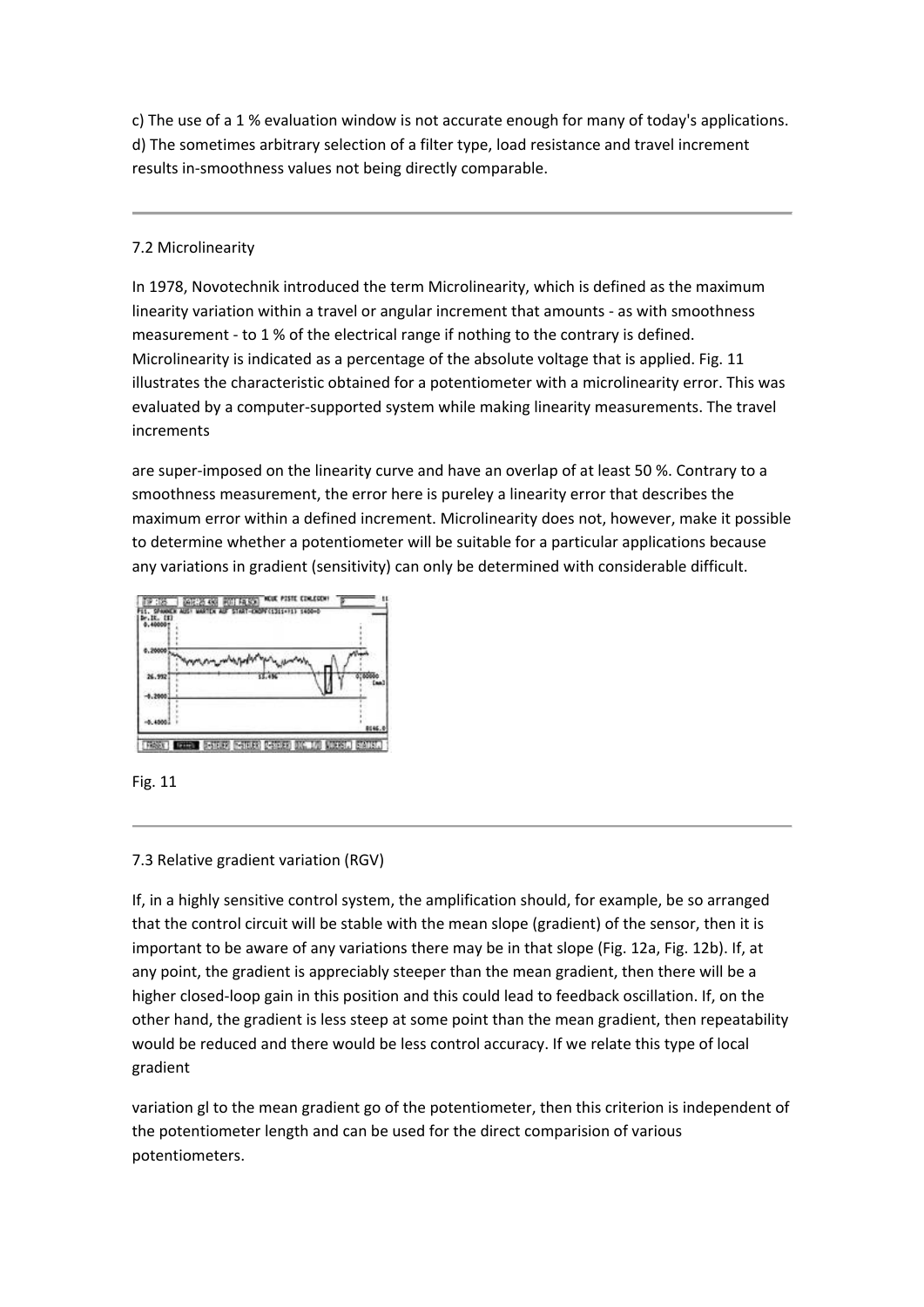c) The use of a 1 % evaluation window is not accurate enough for many of today's applications.
d) The sometimes arbitrary selection of a filter type, load resistance and travel increment results in-smoothness values not being directly comparable.

---

### 7.2 Microlinearity

In 1978, Novotechnik introduced the term Microlinearity, which is defined as the maximum linearity variation within a travel or angular increment that amounts - as with smoothness measurement - to 1 % of the electrical range if nothing to the contrary is defined. Microlinearity is indicated as a percentage of the absolute voltage that is applied. Fig. 11 illustrates the characteristic obtained for a potentiometer with a microlinearity error. This was evaluated by a computer-supported system while making linearity measurements. The travel increments

are super-imposed on the linearity curve and have an overlap of at least 50 %. Contrary to a smoothness measurement, the error here is pureley a linearity error that describes the maximum error within a defined increment. Microlinearity does not, however, make it possible to determine whether a potentiometer will be suitable for a particular applications because any variations in gradient (sensitivity) can only be determined with considerable difficult.

Fig. 11

---

### 7.3 Relative gradient variation (RGV)

If, in a highly sensitive control system, the amplification should, for example, be so arranged that the control circuit will be stable with the mean slope (gradient) of the sensor, then it is important to be aware of any variations there may be in that slope (Fig. 12a, Fig. 12b). If, at any point, the gradient is appreciably steeper than the mean gradient, then there will be a higher closed-loop gain in this position and this could lead to feedback oscillation. If, on the other hand, the gradient is less steep at some point than the mean gradient, then repeatability would be reduced and there would be less control accuracy. If we relate this type of local gradient

variation gl to the mean gradient go of the potentiometer, then this criterion is independent of the potentiometer length and can be used for the direct comparision of various potentiometers.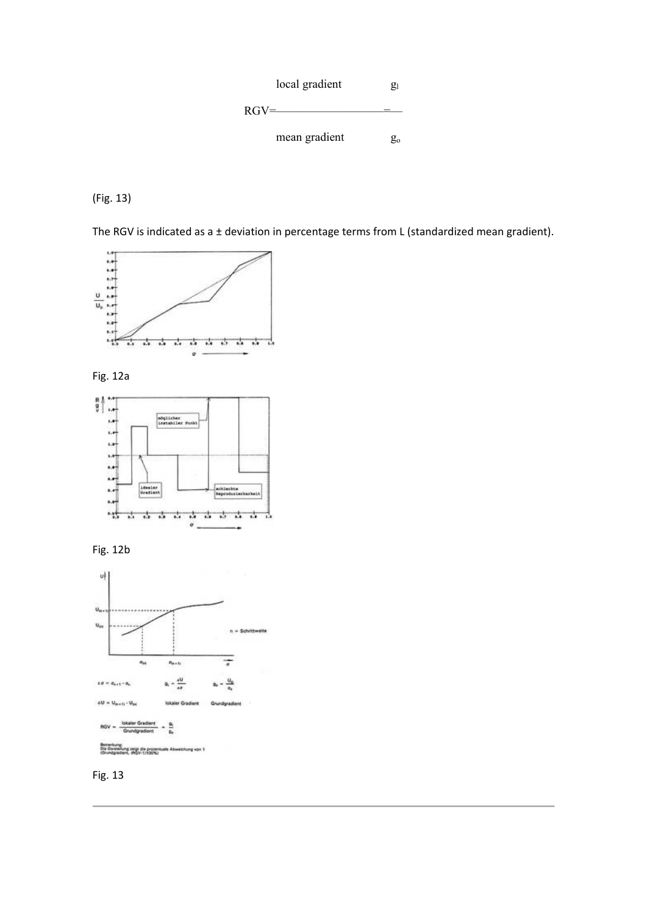$$RGV = \frac{\text{local gradient}}{\text{mean gradient}} = \frac{g_l}{g_o}$$

(Fig. 13)

The RGV is indicated as a ± deviation in percentage terms from L (standardized mean gradient).

Fig. 12a

Fig. 12b

Fig. 13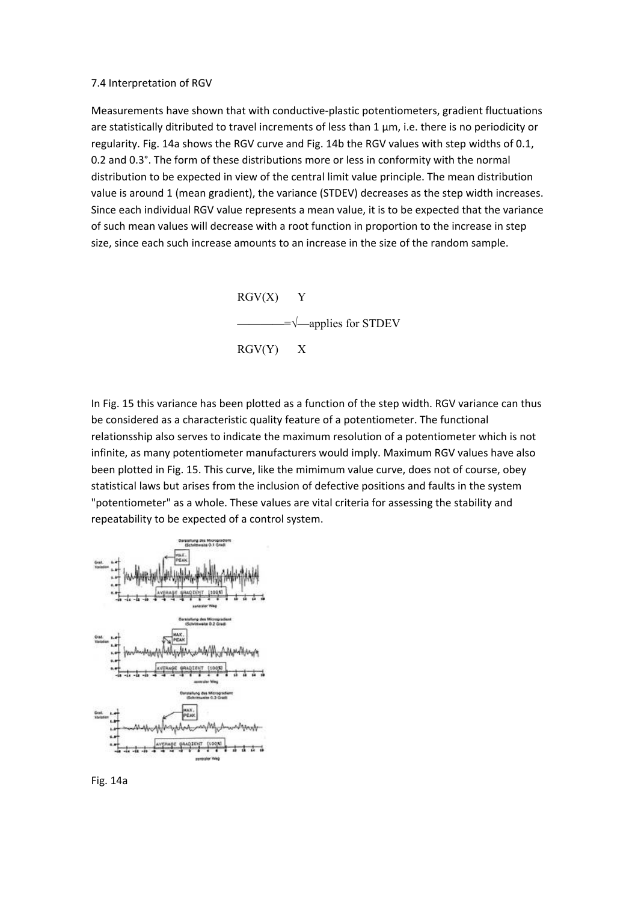7.4 Interpretation of RGV

Measurements have shown that with conductive-plastic potentiometers, gradient fluctuations are statistically ditributed to travel increments of less than 1 µm, i.e. there is no periodicity or regularity. Fig. 14a shows the RGV curve and Fig. 14b the RGV values with step widths of 0.1, 0.2 and 0.3°. The form of these distributions more or less in conformity with the normal distribution to be expected in view of the central limit value principle. The mean distribution value is around 1 (mean gradient), the variance (STDEV) decreases as the step width increases. Since each individual RGV value represents a mean value, it is to be expected that the variance of such mean values will decrease with a root function in proportion to the increase in step size, since each such increase amounts to an increase in the size of the random sample.

$$\frac{RGV(X)}{RGV(Y)} = \sqrt{\frac{Y}{X}} \quad \text{applies for STDEV}$$

In Fig. 15 this variance has been plotted as a function of the step width. RGV variance can thus be considered as a characteristic quality feature of a potentiometer. The functional relationssship also serves to indicate the maximum resolution of a potentiometer which is not infinite, as many potentiometer manufacturers would imply. Maximum RGV values have also been plotted in Fig. 15. This curve, like the mimimum value curve, does not of course, obey statistical laws but arises from the inclusion of defective positions and faults in the system "potentiometer" as a whole. These values are vital criteria for assessing the stability and repeatability to be expected of a control system.

Fig. 14a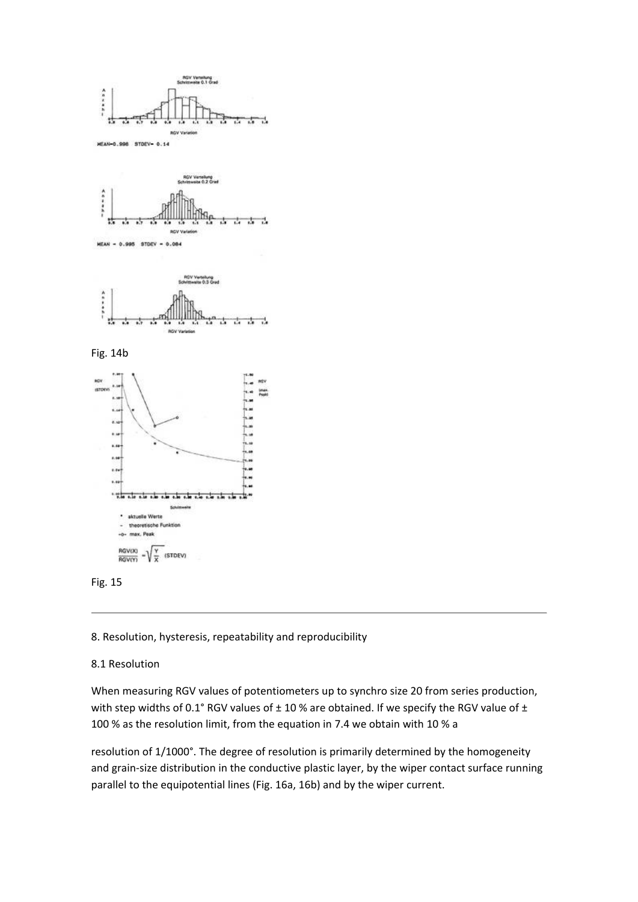MEAN=0.996 STDEV= 0.14

MEAN = 0.995 STDEV = 0.084

Fig. 14b

$$\frac{RGV(X)}{RGV(Y)} = \sqrt{\frac{Y}{X}} \text{ (STDEV)}$$

Fig. 15

---

8. Resolution, hysteresis, repeatability and reproducibility

8.1 Resolution

When measuring RGV values of potentiometers up to synchro size 20 from series production, with step widths of 0.1° RGV values of ± 10 % are obtained. If we specify the RGV value of ± 100 % as the resolution limit, from the equation in 7.4 we obtain with 10 % a

resolution of 1/1000°. The degree of resolution is primarily determined by the homogeneity and grain-size distribution in the conductive plastic layer, by the wiper contact surface running parallel to the equipotential lines (Fig. 16a, 16b) and by the wiper current.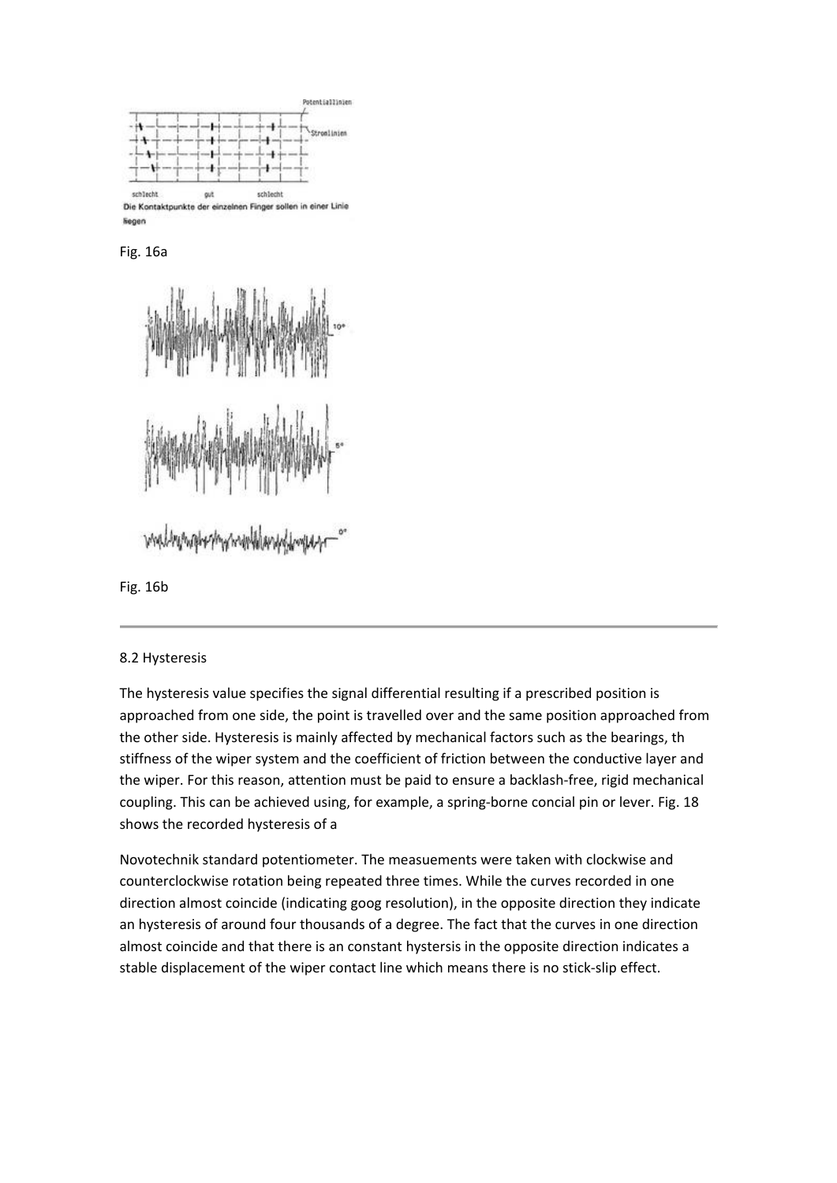Potentiallinien

Stromlinien

schlecht gut schlecht

Die Kontaktpunkte der einzelnen Finger sollen in einer Linie liegen

Fig. 16a

Fig. 16b

---

8.2 Hysteresis

The hysteresis value specifies the signal differential resulting if a prescribed position is approached from one side, the point is travelled over and the same position approached from the other side. Hysteresis is mainly affected by mechanical factors such as the bearings, th stiffness of the wiper system and the coefficient of friction between the conductive layer and the wiper. For this reason, attention must be paid to ensure a backlash-free, rigid mechanical coupling. This can be achieved using, for example, a spring-borne concial pin or lever. Fig. 18 shows the recorded hysteresis of a

Novotechnik standard potentiometer. The measuements were taken with clockwise and counterclockwise rotation being repeated three times. While the curves recorded in one direction almost coincide (indicating goog resolution), in the opposite direction they indicate an hysteresis of around four thousands of a degree. The fact that the curves in one direction almost coincide and that there is an constant hystersis in the opposite direction indicates a stable displacement of the wiper contact line which means there is no stick-slip effect.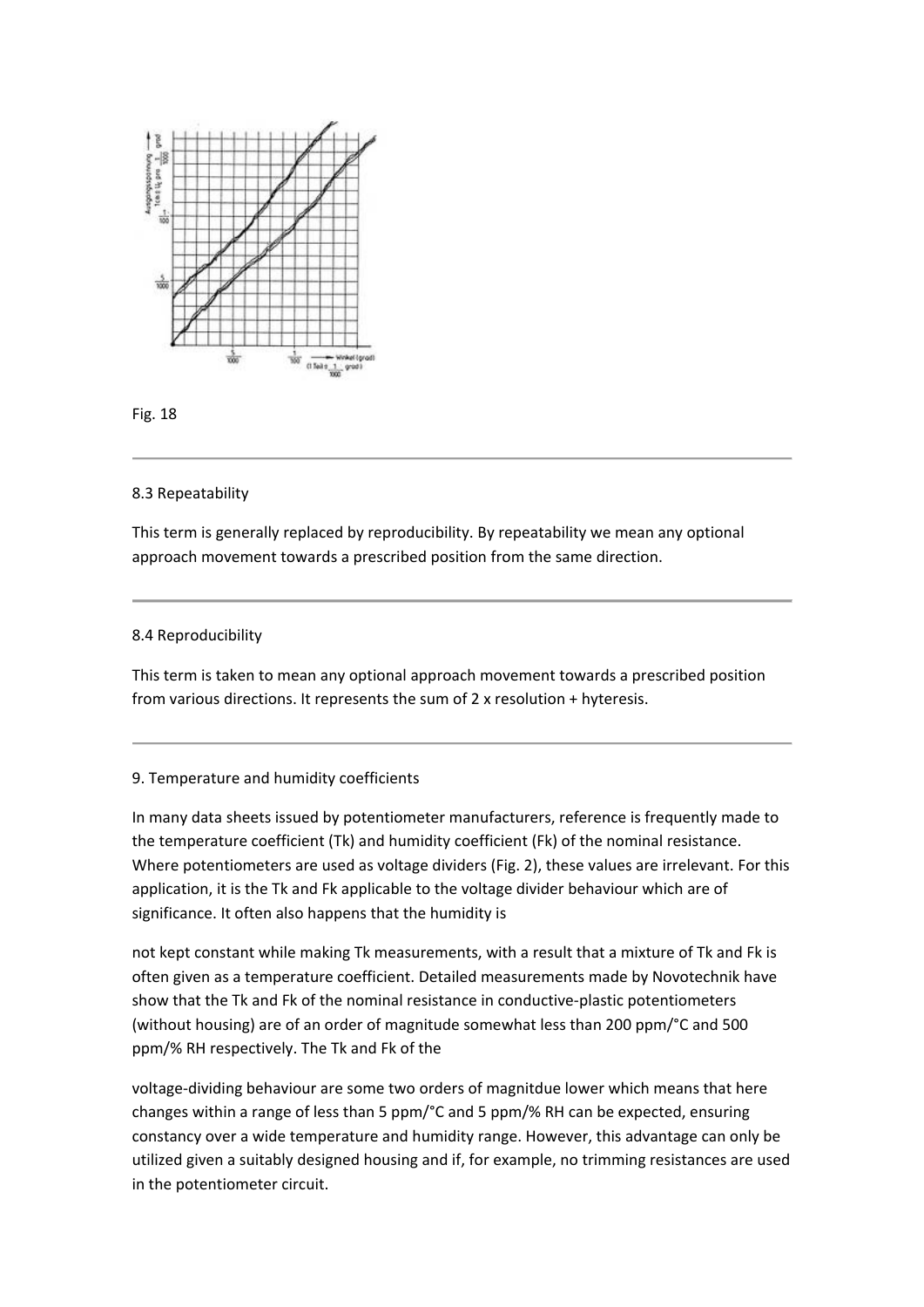Fig. 18

8.3 Repeatability

This term is generally replaced by reproducibility. By repeatability we mean any optional approach movement towards a prescribed position from the same direction.

8.4 Reproducibility

This term is taken to mean any optional approach movement towards a prescribed position from various directions. It represents the sum of 2 x resolution + hyteresis.

9. Temperature and humidity coefficients

In many data sheets issued by potentiometer manufacturers, reference is frequently made to the temperature coefficient (Tk) and humidity coefficient (Fk) of the nominal resistance. Where potentiometers are used as voltage dividers (Fig. 2), these values are irrelevant. For this application, it is the Tk and Fk applicable to the voltage divider behaviour which are of significance. It often also happens that the humidity is

not kept constant while making Tk measurements, with a result that a mixture of Tk and Fk is often given as a temperature coefficient. Detailed measurements made by Novotechnik have show that the Tk and Fk of the nominal resistance in conductive-plastic potentiometers (without housing) are of an order of magnitude somewhat less than 200 ppm/°C and 500 ppm/% RH respectively. The Tk and Fk of the

voltage-dividing behaviour are some two orders of magnitdue lower which means that here changes within a range of less than 5 ppm/°C and 5 ppm/% RH can be expected, ensuring constancy over a wide temperature and humidity range. However, this advantage can only be utilized given a suitably designed housing and if, for example, no trimming resistances are used in the potentiometer circuit.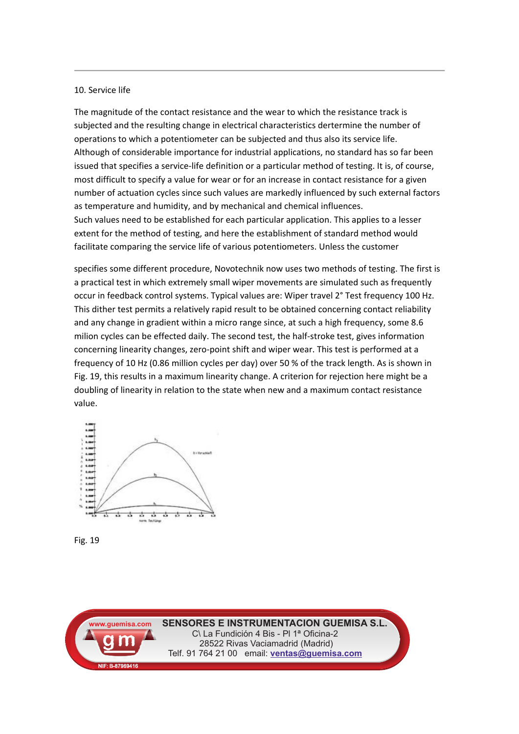10. Service life

The magnitude of the contact resistance and the wear to which the resistance track is subjected and the resulting change in electrical characteristics dertermine the number of operations to which a potentiometer can be subjected and thus also its service life. Although of considerable importance for industrial applications, no standard has so far been issued that specifies a service-life definition or a particular method of testing. It is, of course, most difficult to specify a value for wear or for an increase in contact resistance for a given number of actuation cycles since such values are markedly influenced by such external factors as temperature and humidity, and by mechanical and chemical influences.
Such values need to be established for each particular application. This applies to a lesser extent for the method of testing, and here the establishment of standard method would facilitate comparing the service life of various potentiometers. Unless the customer specifies some different procedure, Novotechnik now uses two methods of testing. The first is a practical test in which extremely small wiper movements are simulated such as frequently occur in feedback control systems. Typical values are: Wiper travel 2° Test frequency 100 Hz. This dither test permits a relatively rapid result to be obtained concerning contact reliability and any change in gradient within a micro range since, at such a high frequency, some 8.6 milion cycles can be effected daily. The second test, the half-stroke test, gives information concerning linearity changes, zero-point shift and wiper wear. This test is performed at a frequency of 10 Hz (0.86 million cycles per day) over 50 % of the track length. As is shown in Fig. 19, this results in a maximum linearity change. A criterion for rejection here might be a doubling of linearity in relation to the state when new and a maximum contact resistance value.

Fig. 19